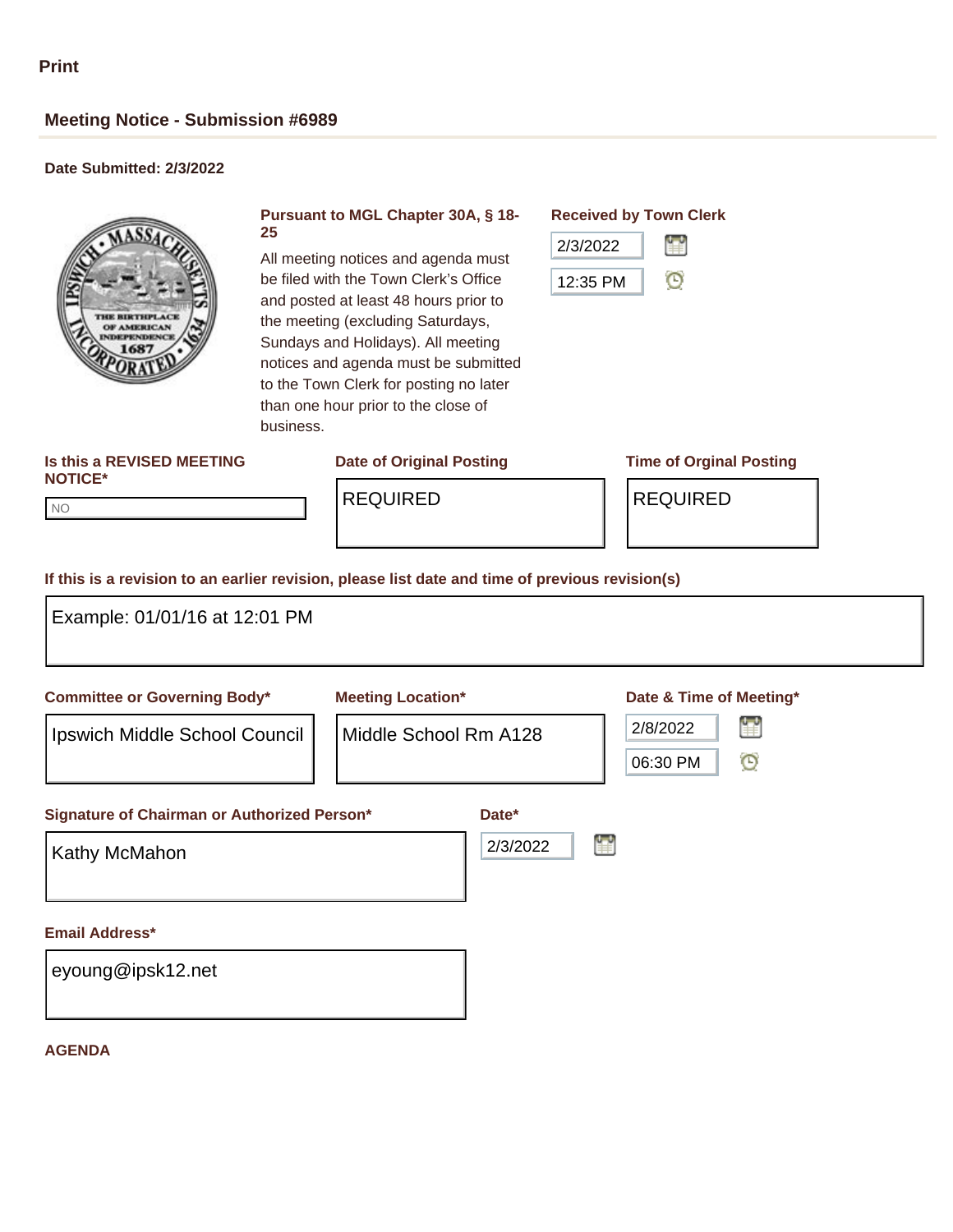Print

## Meeting Notice - Submission #6989

**Date Submitted: 2/3/2022**

**Pursuant to MGL Chapter 30A, § 18-25**

All meeting notices and agenda must be filed with the Town Clerk's Office and posted at least 48 hours prior to the meeting (excluding Saturdays, Sundays and Holidays). All meeting notices and agenda must be submitted to the Town Clerk for posting no later than one hour prior to the close of business.

**Received by Town Clerk**

2/3/2022

12:35 PM

**Is this a REVISED MEETING NOTICE***

NO

**Date of Original Posting**

REQUIRED

**Time of Orginal Posting**

REQUIRED

**If this is a revision to an earlier revision, please list date and time of previous revision(s)**

Example: 01/01/16 at 12:01 PM

**Committee or Governing Body***

Ipswich Middle School Council

**Meeting Location***

Middle School Rm A128

**Date & Time of Meeting***

2/8/2022

06:30 PM

**Signature of Chairman or Authorized Person***

Kathy McMahon

**Date***

2/3/2022

**Email Address***

eyoung@ipsk12.net

**AGENDA**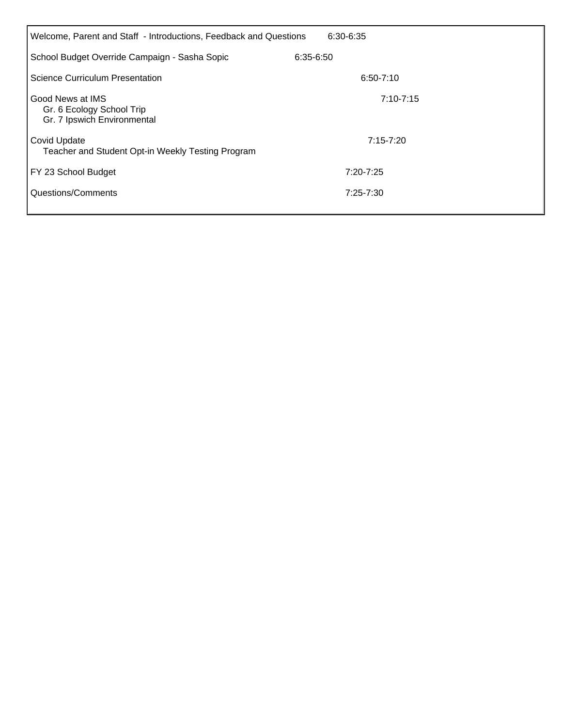| | |
|---|---|
| Welcome, Parent and Staff - Introductions, Feedback and Questions | 6:30-6:35 |
| School Budget Override Campaign - Sasha Sopic | 6:35-6:50 |
| Science Curriculum Presentation | 6:50-7:10 |
| Good News at IMS<br>Gr. 6 Ecology School Trip<br>Gr. 7 Ipswich Environmental | 7:10-7:15 |
| Covid Update<br>Teacher and Student Opt-in Weekly Testing Program | 7:15-7:20 |
| FY 23 School Budget | 7:20-7:25 |
| Questions/Comments | 7:25-7:30 |